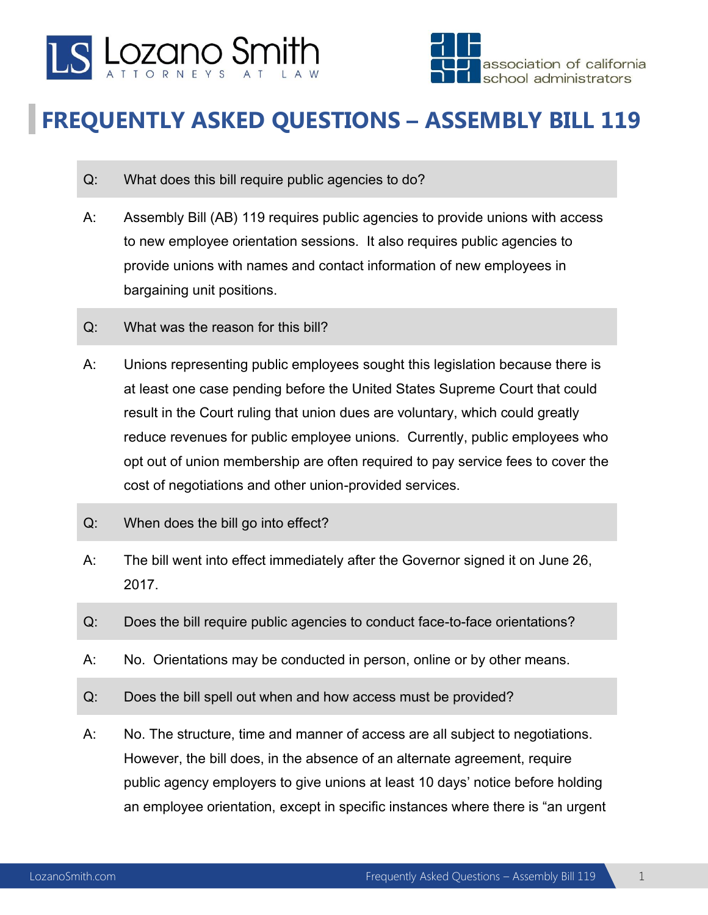# FREQUENTLY ASKED QUESTIONS – ASSEMBLY BILL 119

**Q:** What does this bill require public agencies to do?

**A:** Assembly Bill (AB) 119 requires public agencies to provide unions with access to new employee orientation sessions. It also requires public agencies to provide unions with names and contact information of new employees in bargaining unit positions.

**Q:** What was the reason for this bill?

**A:** Unions representing public employees sought this legislation because there is at least one case pending before the United States Supreme Court that could result in the Court ruling that union dues are voluntary, which could greatly reduce revenues for public employee unions. Currently, public employees who opt out of union membership are often required to pay service fees to cover the cost of negotiations and other union-provided services.

**Q:** When does the bill go into effect?

**A:** The bill went into effect immediately after the Governor signed it on June 26, 2017.

**Q:** Does the bill require public agencies to conduct face-to-face orientations?

**A:** No. Orientations may be conducted in person, online or by other means.

**Q:** Does the bill spell out when and how access must be provided?

**A:** No. The structure, time and manner of access are all subject to negotiations. However, the bill does, in the absence of an alternate agreement, require public agency employers to give unions at least 10 days' notice before holding an employee orientation, except in specific instances where there is "an urgent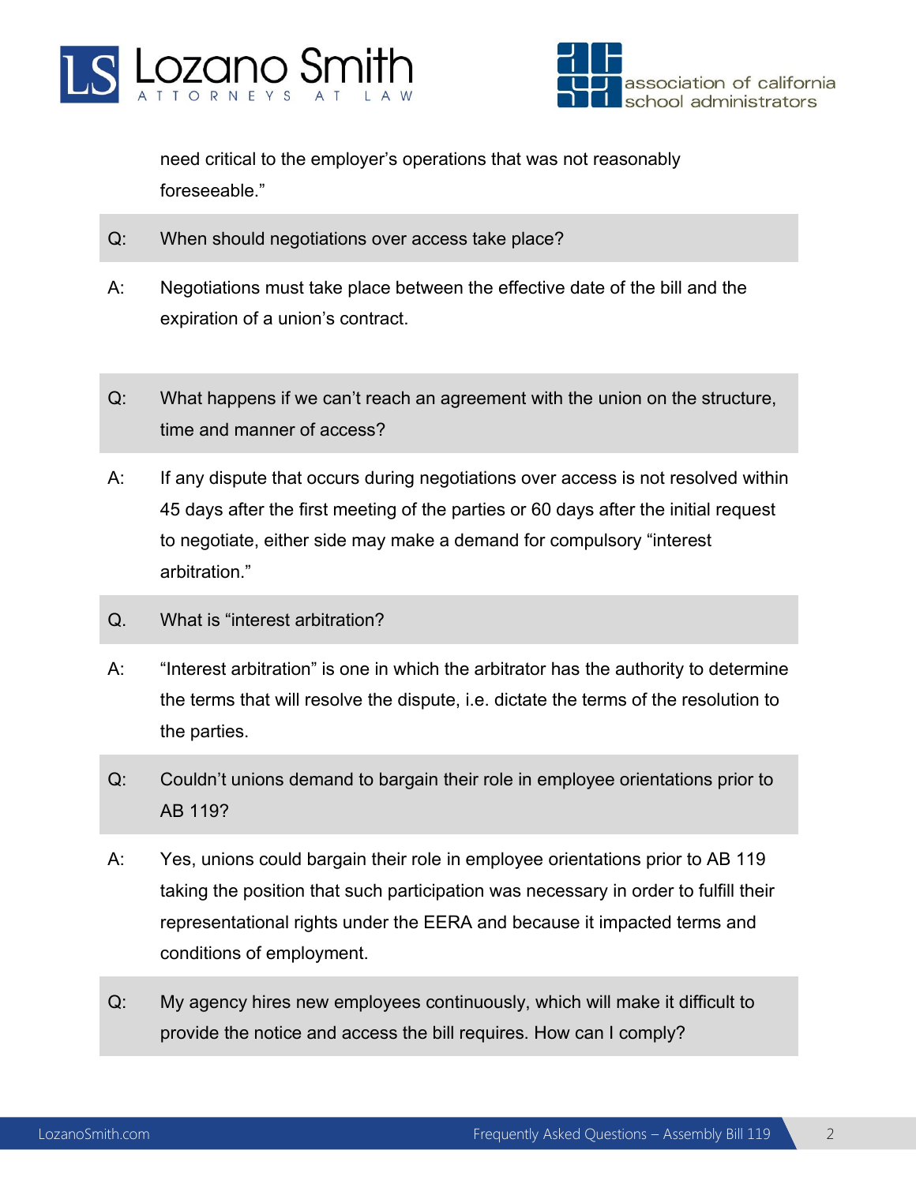need critical to the employer's operations that was not reasonably foreseeable."

**Q:** When should negotiations over access take place?

**A:** Negotiations must take place between the effective date of the bill and the expiration of a union's contract.

**Q:** What happens if we can't reach an agreement with the union on the structure, time and manner of access?

**A:** If any dispute that occurs during negotiations over access is not resolved within 45 days after the first meeting of the parties or 60 days after the initial request to negotiate, either side may make a demand for compulsory "interest arbitration."

**Q.** What is "interest arbitration?

**A:** "Interest arbitration" is one in which the arbitrator has the authority to determine the terms that will resolve the dispute, i.e. dictate the terms of the resolution to the parties.

**Q:** Couldn't unions demand to bargain their role in employee orientations prior to AB 119?

**A:** Yes, unions could bargain their role in employee orientations prior to AB 119 taking the position that such participation was necessary in order to fulfill their representational rights under the EERA and because it impacted terms and conditions of employment.

**Q:** My agency hires new employees continuously, which will make it difficult to provide the notice and access the bill requires. How can I comply?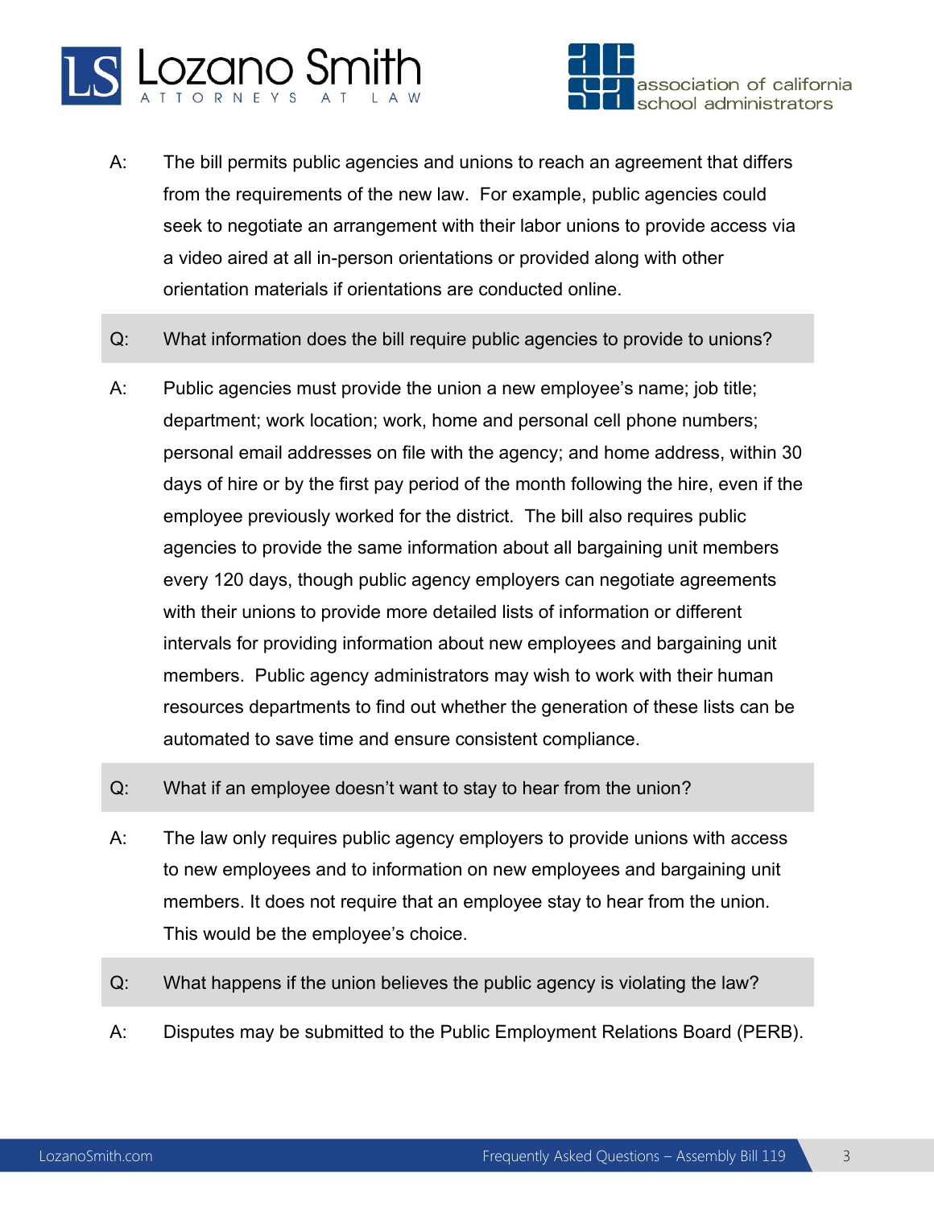A: The bill permits public agencies and unions to reach an agreement that differs from the requirements of the new law. For example, public agencies could seek to negotiate an arrangement with their labor unions to provide access via a video aired at all in-person orientations or provided along with other orientation materials if orientations are conducted online.

**Q: What information does the bill require public agencies to provide to unions?**

A: Public agencies must provide the union a new employee's name; job title; department; work location; work, home and personal cell phone numbers; personal email addresses on file with the agency; and home address, within 30 days of hire or by the first pay period of the month following the hire, even if the employee previously worked for the district. The bill also requires public agencies to provide the same information about all bargaining unit members every 120 days, though public agency employers can negotiate agreements with their unions to provide more detailed lists of information or different intervals for providing information about new employees and bargaining unit members. Public agency administrators may wish to work with their human resources departments to find out whether the generation of these lists can be automated to save time and ensure consistent compliance.

**Q: What if an employee doesn't want to stay to hear from the union?**

A: The law only requires public agency employers to provide unions with access to new employees and to information on new employees and bargaining unit members. It does not require that an employee stay to hear from the union. This would be the employee's choice.

**Q: What happens if the union believes the public agency is violating the law?**

A: Disputes may be submitted to the Public Employment Relations Board (PERB).